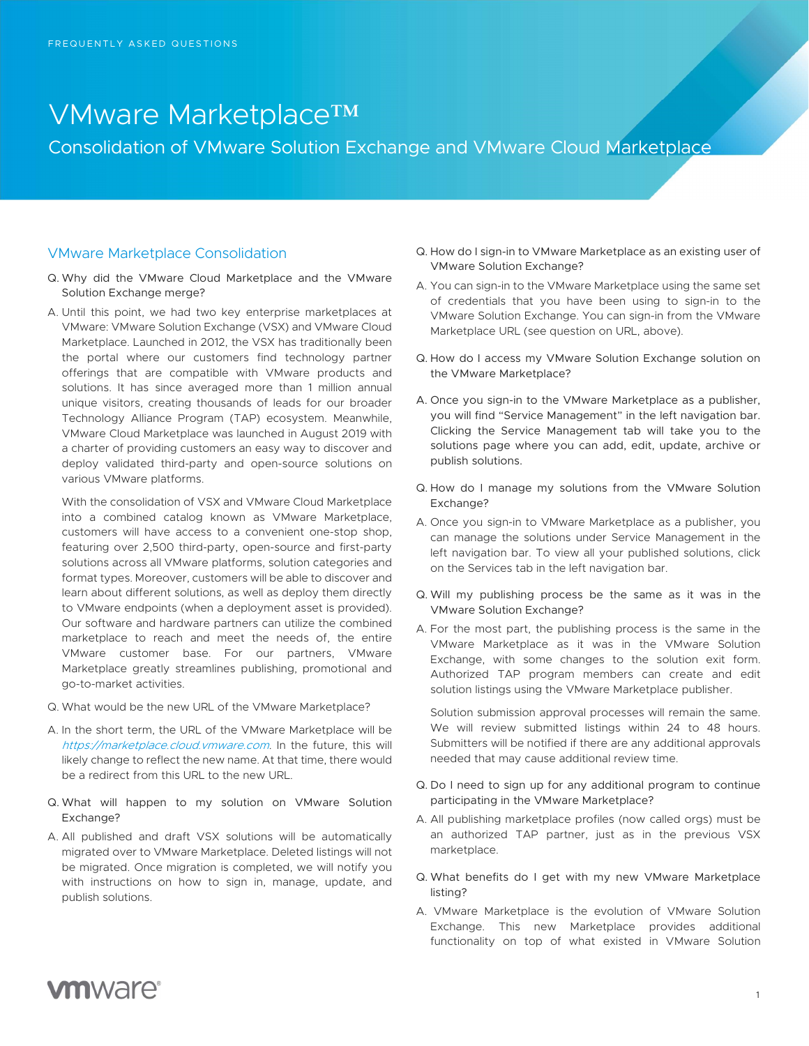FREQUENTLY ASKED QUESTIONS

# VMware Marketplace™

## Consolidation of VMware Solution Exchange and VMware Cloud Marketplace

### VMware Marketplace Consolidation

Q. Why did the VMware Cloud Marketplace and the VMware Solution Exchange merge?

A. Until this point, we had two key enterprise marketplaces at VMware: VMware Solution Exchange (VSX) and VMware Cloud Marketplace. Launched in 2012, the VSX has traditionally been the portal where our customers find technology partner offerings that are compatible with VMware products and solutions. It has since averaged more than 1 million annual unique visitors, creating thousands of leads for our broader Technology Alliance Program (TAP) ecosystem. Meanwhile, VMware Cloud Marketplace was launched in August 2019 with a charter of providing customers an easy way to discover and deploy validated third-party and open-source solutions on various VMware platforms.

With the consolidation of VSX and VMware Cloud Marketplace into a combined catalog known as VMware Marketplace, customers will have access to a convenient one-stop shop, featuring over 2,500 third-party, open-source and first-party solutions across all VMware platforms, solution categories and format types. Moreover, customers will be able to discover and learn about different solutions, as well as deploy them directly to VMware endpoints (when a deployment asset is provided). Our software and hardware partners can utilize the combined marketplace to reach and meet the needs of, the entire VMware customer base. For our partners, VMware Marketplace greatly streamlines publishing, promotional and go-to-market activities.

Q. What would be the new URL of the VMware Marketplace?

A. In the short term, the URL of the VMware Marketplace will be *https://marketplace.cloud.vmware.com*. In the future, this will likely change to reflect the new name. At that time, there would be a redirect from this URL to the new URL.

Q. What will happen to my solution on VMware Solution Exchange?

A. All published and draft VSX solutions will be automatically migrated over to VMware Marketplace. Deleted listings will not be migrated. Once migration is completed, we will notify you with instructions on how to sign in, manage, update, and publish solutions.

Q. How do I sign-in to VMware Marketplace as an existing user of VMware Solution Exchange?

A. You can sign-in to the VMware Marketplace using the same set of credentials that you have been using to sign-in to the VMware Solution Exchange. You can sign-in from the VMware Marketplace URL (see question on URL, above).

Q. How do I access my VMware Solution Exchange solution on the VMware Marketplace?

A. Once you sign-in to the VMware Marketplace as a publisher, you will find "Service Management" in the left navigation bar. Clicking the Service Management tab will take you to the solutions page where you can add, edit, update, archive or publish solutions.

Q. How do I manage my solutions from the VMware Solution Exchange?

A. Once you sign-in to VMware Marketplace as a publisher, you can manage the solutions under Service Management in the left navigation bar. To view all your published solutions, click on the Services tab in the left navigation bar.

Q. Will my publishing process be the same as it was in the VMware Solution Exchange?

A. For the most part, the publishing process is the same in the VMware Marketplace as it was in the VMware Solution Exchange, with some changes to the solution exit form. Authorized TAP program members can create and edit solution listings using the VMware Marketplace publisher.

Solution submission approval processes will remain the same. We will review submitted listings within 24 to 48 hours. Submitters will be notified if there are any additional approvals needed that may cause additional review time.

Q. Do I need to sign up for any additional program to continue participating in the VMware Marketplace?

A. All publishing marketplace profiles (now called orgs) must be an authorized TAP partner, just as in the previous VSX marketplace.

Q. What benefits do I get with my new VMware Marketplace listing?

A. VMware Marketplace is the evolution of VMware Solution Exchange. This new Marketplace provides additional functionality on top of what existed in VMware Solution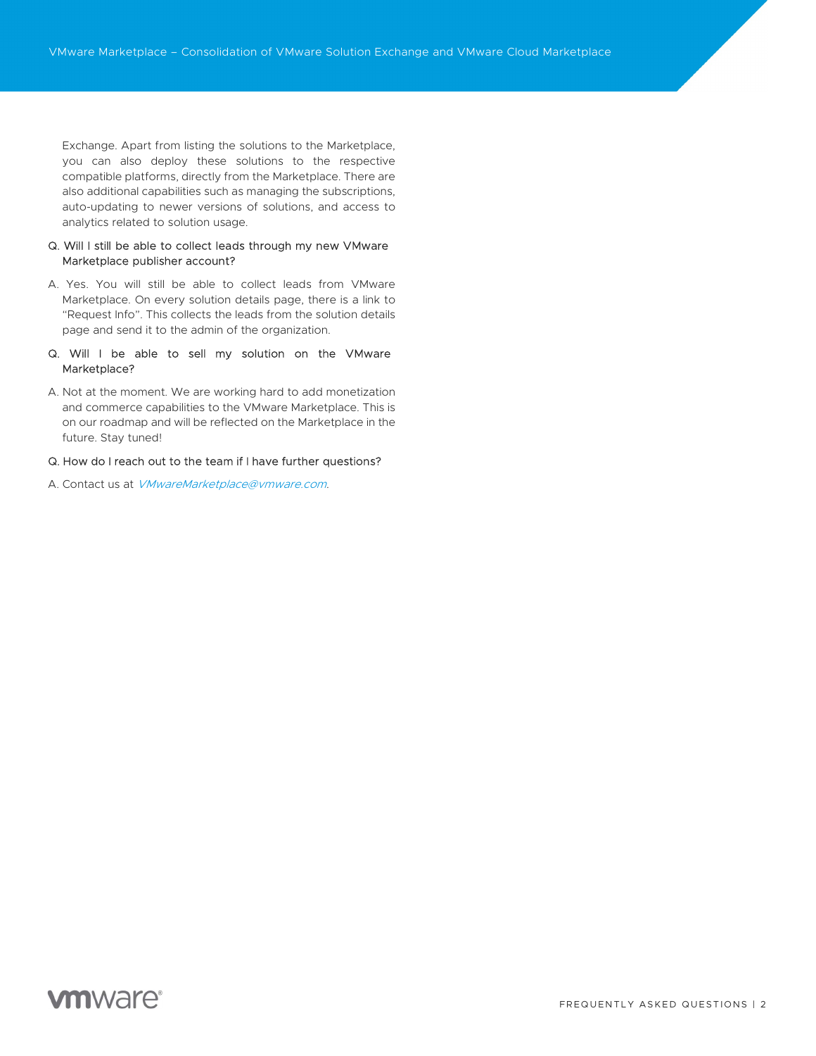Exchange. Apart from listing the solutions to the Marketplace, you can also deploy these solutions to the respective compatible platforms, directly from the Marketplace. There are also additional capabilities such as managing the subscriptions, auto-updating to newer versions of solutions, and access to analytics related to solution usage.

Q. Will I still be able to collect leads through my new VMware Marketplace publisher account?

A. Yes. You will still be able to collect leads from VMware Marketplace. On every solution details page, there is a link to "Request Info". This collects the leads from the solution details page and send it to the admin of the organization.

Q. Will I be able to sell my solution on the VMware Marketplace?

A. Not at the moment. We are working hard to add monetization and commerce capabilities to the VMware Marketplace. This is on our roadmap and will be reflected on the Marketplace in the future. Stay tuned!

Q. How do I reach out to the team if I have further questions?

A. Contact us at *VMwareMarketplace@vmware.com*.